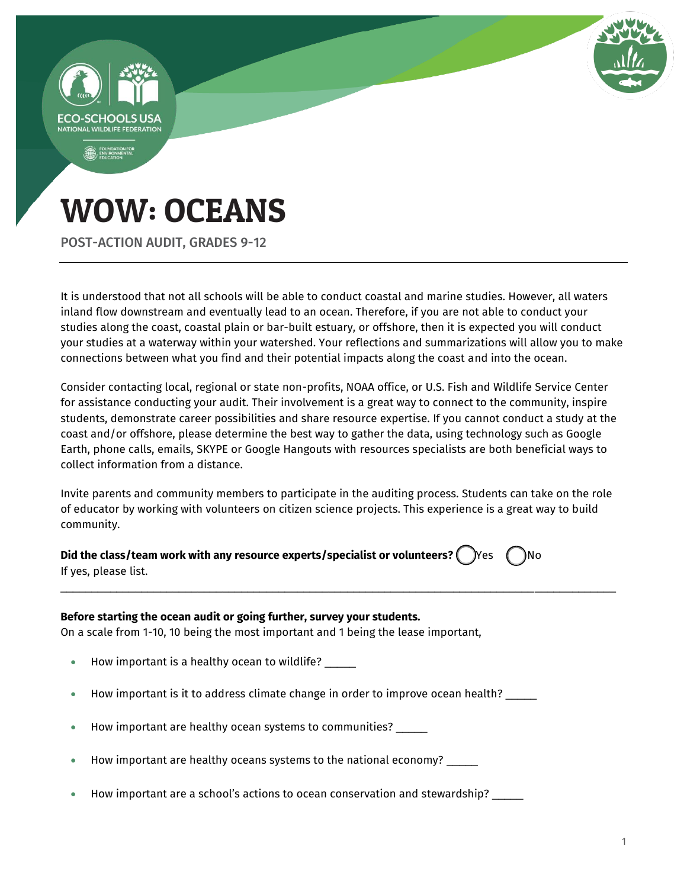# WOW: OCEANS

POST-ACTION AUDIT, GRADES 9-12

It is understood that not all schools will be able to conduct coastal and marine studies. However, all waters inland flow downstream and eventually lead to an ocean. Therefore, if you are not able to conduct your studies along the coast, coastal plain or bar-built estuary, or offshore, then it is expected you will conduct your studies at a waterway within your watershed. Your reflections and summarizations will allow you to make connections between what you find and their potential impacts along the coast and into the ocean.

Consider contacting local, regional or state non-profits, NOAA office, or U.S. Fish and Wildlife Service Center for assistance conducting your audit. Their involvement is a great way to connect to the community, inspire students, demonstrate career possibilities and share resource expertise. If you cannot conduct a study at the coast and/or offshore, please determine the best way to gather the data, using technology such as Google Earth, phone calls, emails, SKYPE or Google Hangouts with resources specialists are both beneficial ways to collect information from a distance.

Invite parents and community members to participate in the auditing process. Students can take on the role of educator by working with volunteers on citizen science projects. This experience is a great way to build community.

**Did the class/team work with any resource experts/specialist or volunteers?** ◯ Yes ◯ No
If yes, please list.

______________________________________________________________________________________

**Before starting the ocean audit or going further, survey your students.**
On a scale from 1-10, 10 being the most important and 1 being the lease important,

- How important is a healthy ocean to wildlife? _____
- How important is it to address climate change in order to improve ocean health? _____
- How important are healthy ocean systems to communities? _____
- How important are healthy oceans systems to the national economy? _____
- How important are a school's actions to ocean conservation and stewardship? _____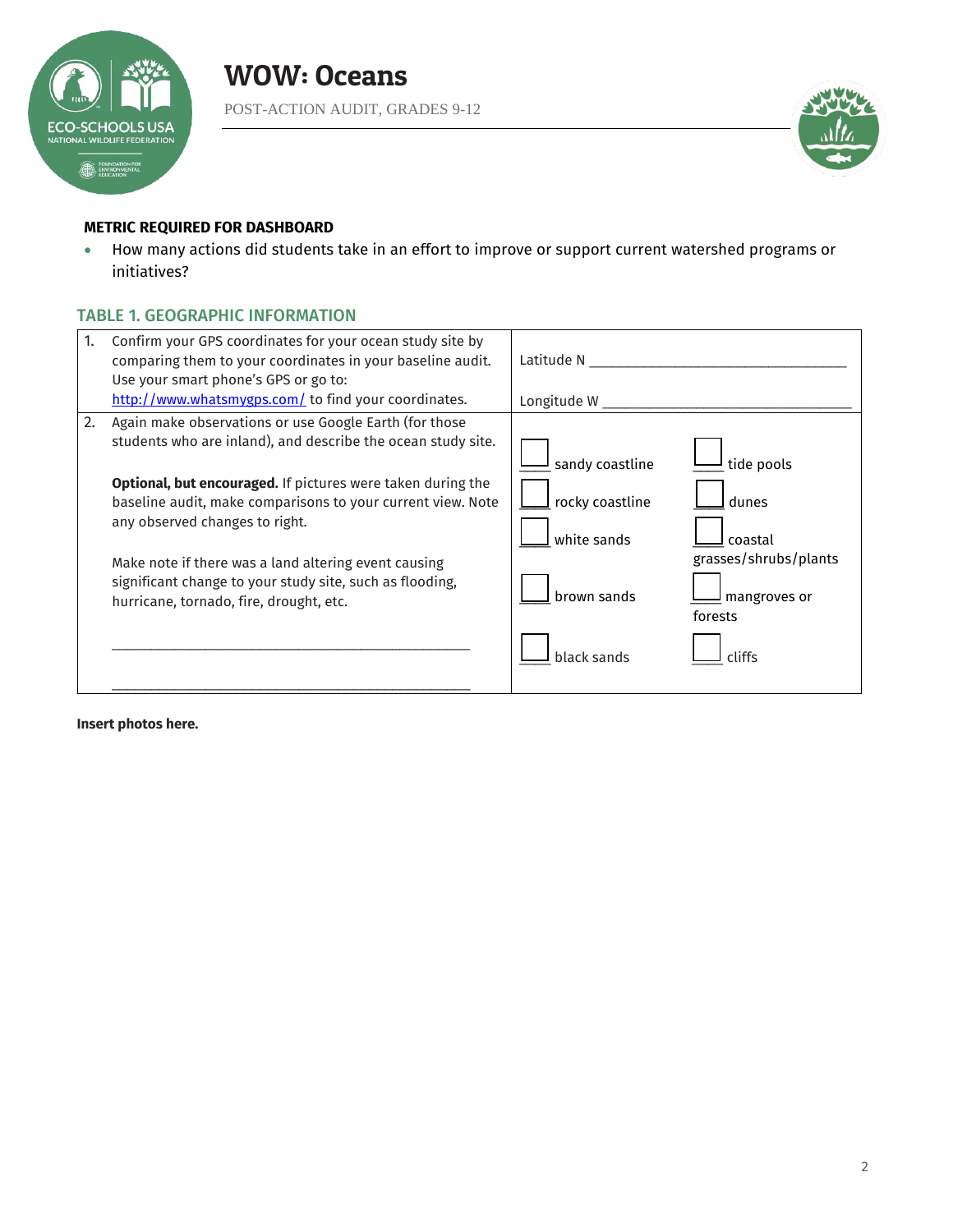**METRIC REQUIRED FOR DASHBOARD**

- How many actions did students take in an effort to improve or support current watershed programs or initiatives?

## TABLE 1. GEOGRAPHIC INFORMATION

| | | |
|---|---|---|
| 1. | Confirm your GPS coordinates for your ocean study site by comparing them to your coordinates in your baseline audit. Use your smart phone's GPS or go to: http://www.whatsmygps.com/ to find your coordinates. | Latitude N ______________________________<br><br>Longitude W ______________________________ |
| 2. | Again make observations or use Google Earth (for those students who are inland), and describe the ocean study site.<br><br>**Optional, but encouraged.** If pictures were taken during the baseline audit, make comparisons to your current view. Note any observed changes to right.<br><br>Make note if there was a land altering event causing significant change to your study site, such as flooding, hurricane, tornado, fire, drought, etc.<br><br>______________________________________________<br><br>______________________________________________ | ☐ sandy coastline ☐ tide pools<br>☐ rocky coastline ☐ dunes<br>☐ white sands ☐ coastal grasses/shrubs/plants<br>☐ brown sands ☐ mangroves or forests<br>☐ black sands ☐ cliffs |

**Insert photos here.**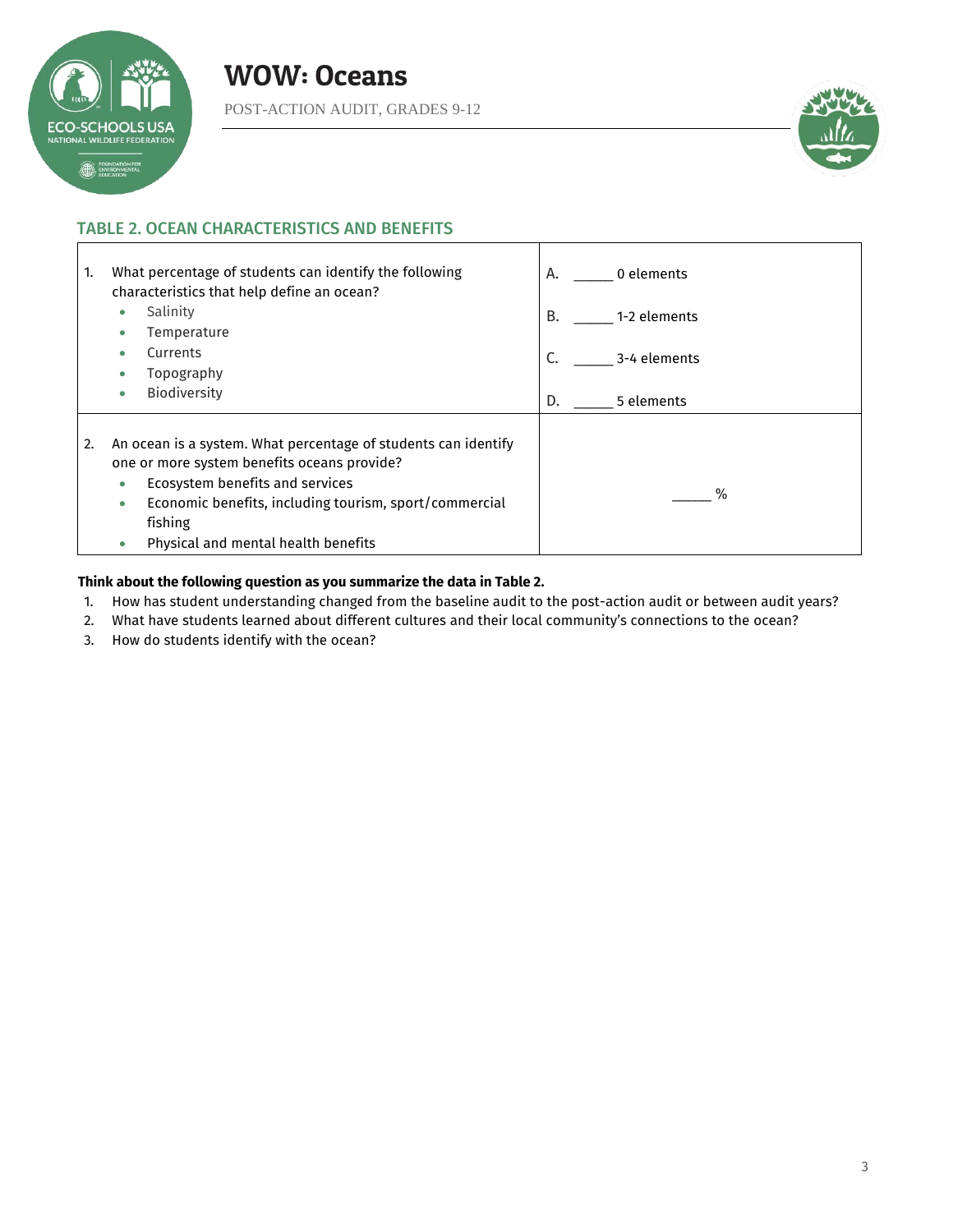## TABLE 2. OCEAN CHARACTERISTICS AND BENEFITS

| | |
|---|---|
| 1. What percentage of students can identify the following characteristics that help define an ocean?<br>• Salinity<br>• Temperature<br>• Currents<br>• Topography<br>• Biodiversity | A. _____ 0 elements<br>B. _____ 1-2 elements<br>C. _____ 3-4 elements<br>D. _____ 5 elements |
| 2. An ocean is a system. What percentage of students can identify one or more system benefits oceans provide?<br>• Ecosystem benefits and services<br>• Economic benefits, including tourism, sport/commercial fishing<br>• Physical and mental health benefits | _____ % |

**Think about the following question as you summarize the data in Table 2.**

1. How has student understanding changed from the baseline audit to the post-action audit or between audit years?
2. What have students learned about different cultures and their local community's connections to the ocean?
3. How do students identify with the ocean?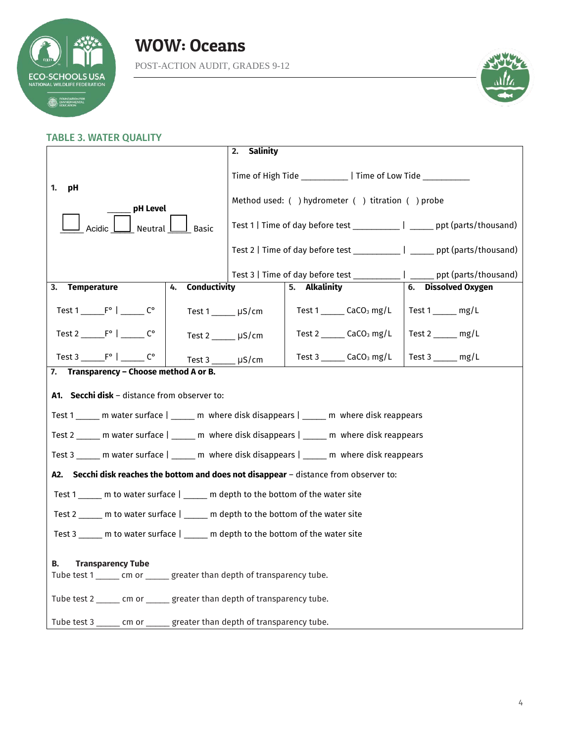## TABLE 3. WATER QUALITY

**1. pH**

______ **pH Level**

☐ ______ Acidic ☐ ______ Neutral ☐ ______ Basic

**2. Salinity**

Time of High Tide __________ | Time of Low Tide __________

Method used: ( ) hydrometer ( ) titration ( ) probe

Test 1 | Time of day before test __________ | _____ ppt (parts/thousand)

Test 2 | Time of day before test __________ | _____ ppt (parts/thousand)

Test 3 | Time of day before test __________ | _____ ppt (parts/thousand)

| 3. Temperature | 4. Conductivity | 5. Alkalinity | 6. Dissolved Oxygen |
|---|---|---|---|
| Test 1 _____F° \| _____ C° | Test 1 _____ µS/cm | Test 1 _____ $CaCO_3$ mg/L | Test 1 _____ mg/L |
| Test 2 _____F° \| _____ C° | Test 2 _____ µS/cm | Test 2 _____ $CaCO_3$ mg/L | Test 2 _____ mg/L |
| Test 3 _____F° \| _____ C° | Test 3 _____ µS/cm | Test 3 _____ $CaCO_3$ mg/L | Test 3 _____ mg/L |

**7. Transparency – Choose method A or B.**

**A1. Secchi disk** – distance from observer to:

Test 1 _____ m water surface | _____ m where disk disappears | _____ m where disk reappears

Test 2 _____ m water surface | _____ m where disk disappears | _____ m where disk reappears

Test 3 _____ m water surface | _____ m where disk disappears | _____ m where disk reappears

**A2. Secchi disk reaches the bottom and does not disappear** – distance from observer to:

Test 1 _____ m to water surface | _____ m depth to the bottom of the water site

Test 2 _____ m to water surface | _____ m depth to the bottom of the water site

Test 3 _____ m to water surface | _____ m depth to the bottom of the water site

**B. Transparency Tube**

Tube test 1 _____ cm or _____ greater than depth of transparency tube.

Tube test 2 _____ cm or _____ greater than depth of transparency tube.

Tube test 3 _____ cm or _____ greater than depth of transparency tube.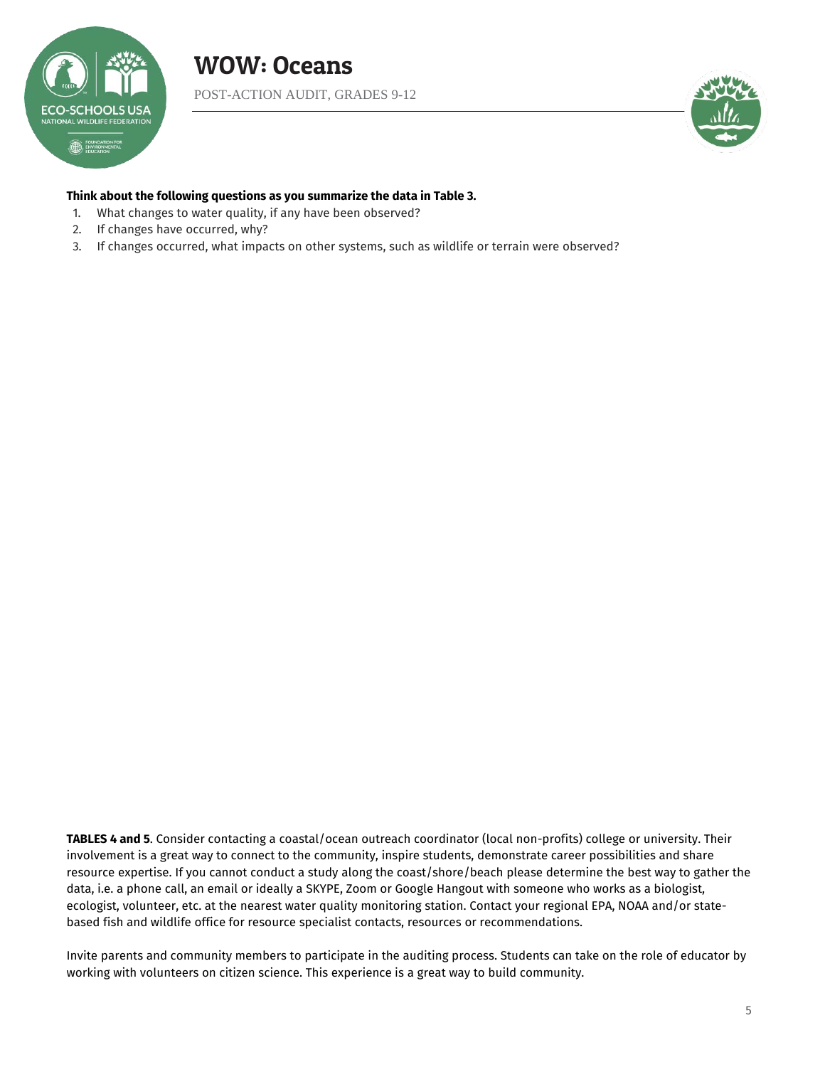**Think about the following questions as you summarize the data in Table 3.**

1. What changes to water quality, if any have been observed?
2. If changes have occurred, why?
3. If changes occurred, what impacts on other systems, such as wildlife or terrain were observed?

**TABLES 4 and 5**. Consider contacting a coastal/ocean outreach coordinator (local non-profits) college or university. Their involvement is a great way to connect to the community, inspire students, demonstrate career possibilities and share resource expertise. If you cannot conduct a study along the coast/shore/beach please determine the best way to gather the data, i.e. a phone call, an email or ideally a SKYPE, Zoom or Google Hangout with someone who works as a biologist, ecologist, volunteer, etc. at the nearest water quality monitoring station. Contact your regional EPA, NOAA and/or state-based fish and wildlife office for resource specialist contacts, resources or recommendations.

Invite parents and community members to participate in the auditing process. Students can take on the role of educator by working with volunteers on citizen science. This experience is a great way to build community.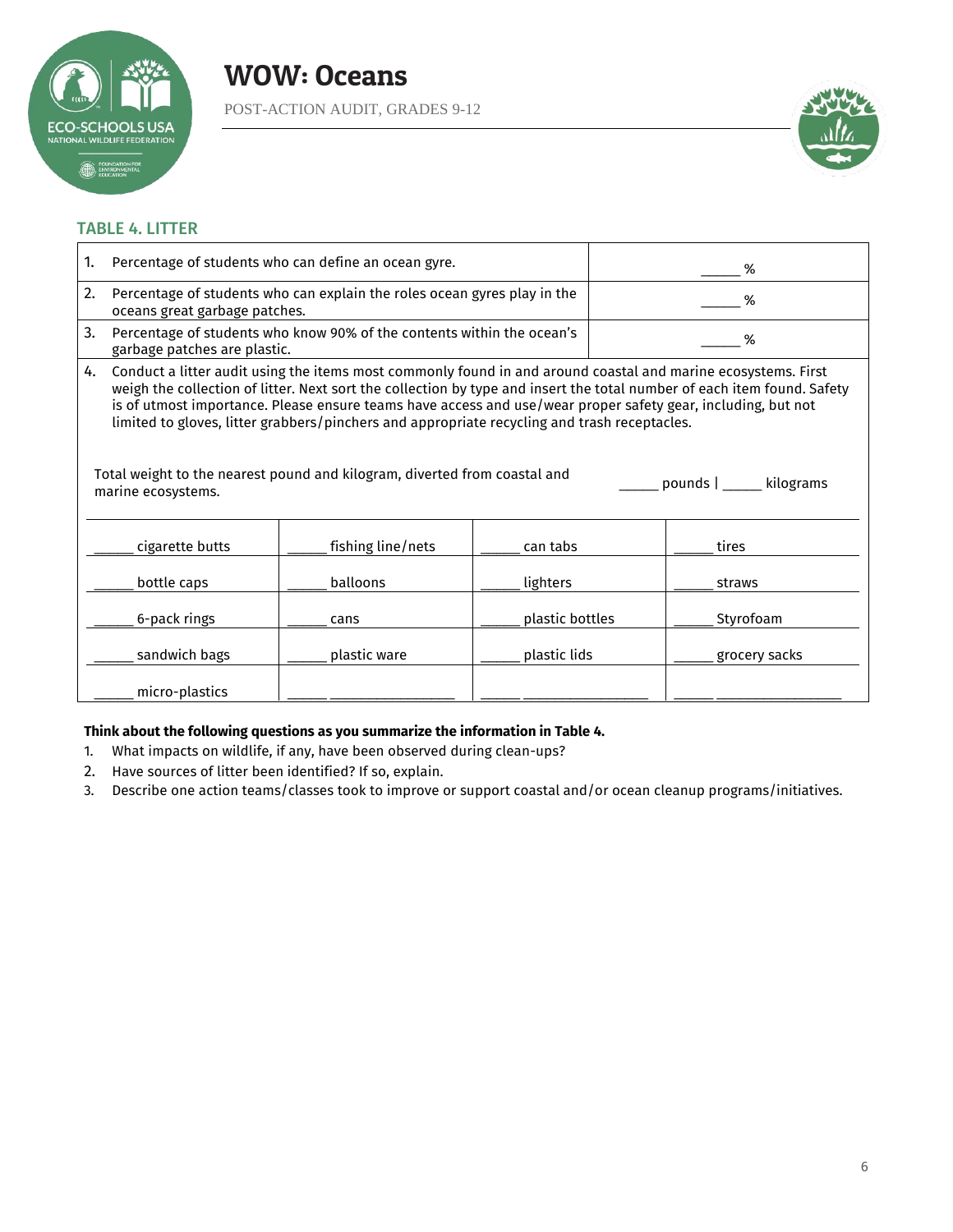# WOW: Oceans

POST-ACTION AUDIT, GRADES 9-12

## TABLE 4. LITTER

| | |
|---|---|
| 1. Percentage of students who can define an ocean gyre. | _____ % |
| 2. Percentage of students who can explain the roles ocean gyres play in the oceans great garbage patches. | _____ % |
| 3. Percentage of students who know 90% of the contents within the ocean's garbage patches are plastic. | _____ % |

4. Conduct a litter audit using the items most commonly found in and around coastal and marine ecosystems. First weigh the collection of litter. Next sort the collection by type and insert the total number of each item found. Safety is of utmost importance. Please ensure teams have access and use/wear proper safety gear, including, but not limited to gloves, litter grabbers/pinchers and appropriate recycling and trash receptacles.

Total weight to the nearest pound and kilogram, diverted from coastal and marine ecosystems. _____ pounds | _____ kilograms

| | | | |
|---|---|---|---|
| _____ cigarette butts | _____ fishing line/nets | _____ can tabs | _____ tires |
| _____ bottle caps | _____ balloons | _____ lighters | _____ straws |
| _____ 6-pack rings | _____ cans | _____ plastic bottles | _____ Styrofoam |
| _____ sandwich bags | _____ plastic ware | _____ plastic lids | _____ grocery sacks |
| _____ micro-plastics | _____ _______________ | _____ _______________ | _____ _______________ |

**Think about the following questions as you summarize the information in Table 4.**

1. What impacts on wildlife, if any, have been observed during clean-ups?
2. Have sources of litter been identified? If so, explain.
3. Describe one action teams/classes took to improve or support coastal and/or ocean cleanup programs/initiatives.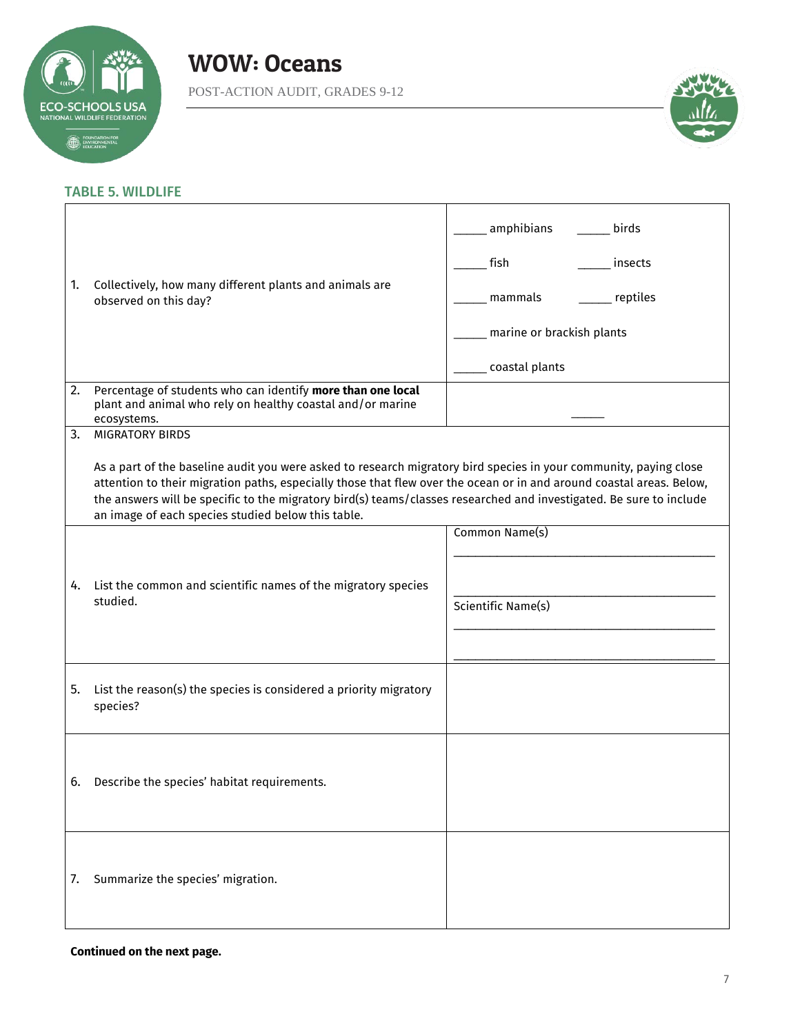### TABLE 5. WILDLIFE

| | |
|---|---|
| 1. Collectively, how many different plants and animals are observed on this day? | _____ amphibians _____ birds<br>_____ fish _____ insects<br>_____ mammals _____ reptiles<br>_____ marine or brackish plants<br>_____ coastal plants |
| 2. Percentage of students who can identify **more than one local** plant and animal who rely on healthy coastal and/or marine ecosystems. | _____ |
| 3. MIGRATORY BIRDS<br><br>As a part of the baseline audit you were asked to research migratory bird species in your community, paying close attention to their migration paths, especially those that flew over the ocean or in and around coastal areas. Below, the answers will be specific to the migratory bird(s) teams/classes researched and investigated. Be sure to include an image of each species studied below this table. | |
| 4. List the common and scientific names of the migratory species studied. | Common Name(s)<br>________________________________________<br>________________________________________<br>Scientific Name(s)<br>________________________________________<br>________________________________________ |
| 5. List the reason(s) the species is considered a priority migratory species? | |
| 6. Describe the species' habitat requirements. | |
| 7. Summarize the species' migration. | |

**Continued on the next page.**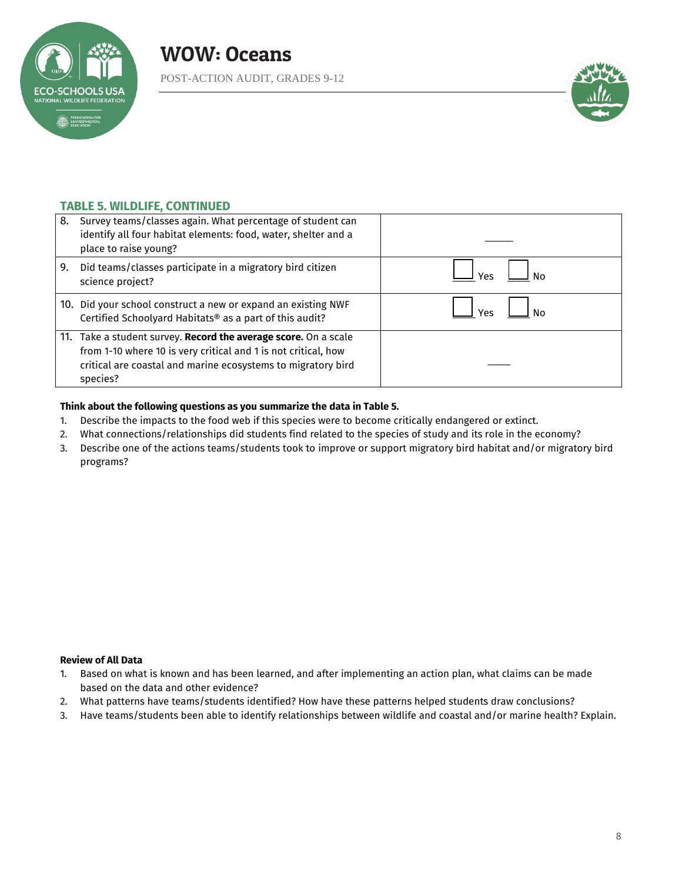### TABLE 5. WILDLIFE, CONTINUED

| | |
|---|---|
| 8. Survey teams/classes again. What percentage of student can identify all four habitat elements: food, water, shelter and a place to raise young? | _____ |
| 9. Did teams/classes participate in a migratory bird citizen science project? | ☐ Yes ☐ No |
| 10. Did your school construct a new or expand an existing NWF Certified Schoolyard Habitats® as a part of this audit? | ☐ Yes ☐ No |
| 11. Take a student survey. **Record the average score.** On a scale from 1-10 where 10 is very critical and 1 is not critical, how critical are coastal and marine ecosystems to migratory bird species? | ____ |

**Think about the following questions as you summarize the data in Table 5.**

1. Describe the impacts to the food web if this species were to become critically endangered or extinct.
2. What connections/relationships did students find related to the species of study and its role in the economy?
3. Describe one of the actions teams/students took to improve or support migratory bird habitat and/or migratory bird programs?

**Review of All Data**

1. Based on what is known and has been learned, and after implementing an action plan, what claims can be made based on the data and other evidence?
2. What patterns have teams/students identified? How have these patterns helped students draw conclusions?
3. Have teams/students been able to identify relationships between wildlife and coastal and/or marine health? Explain.